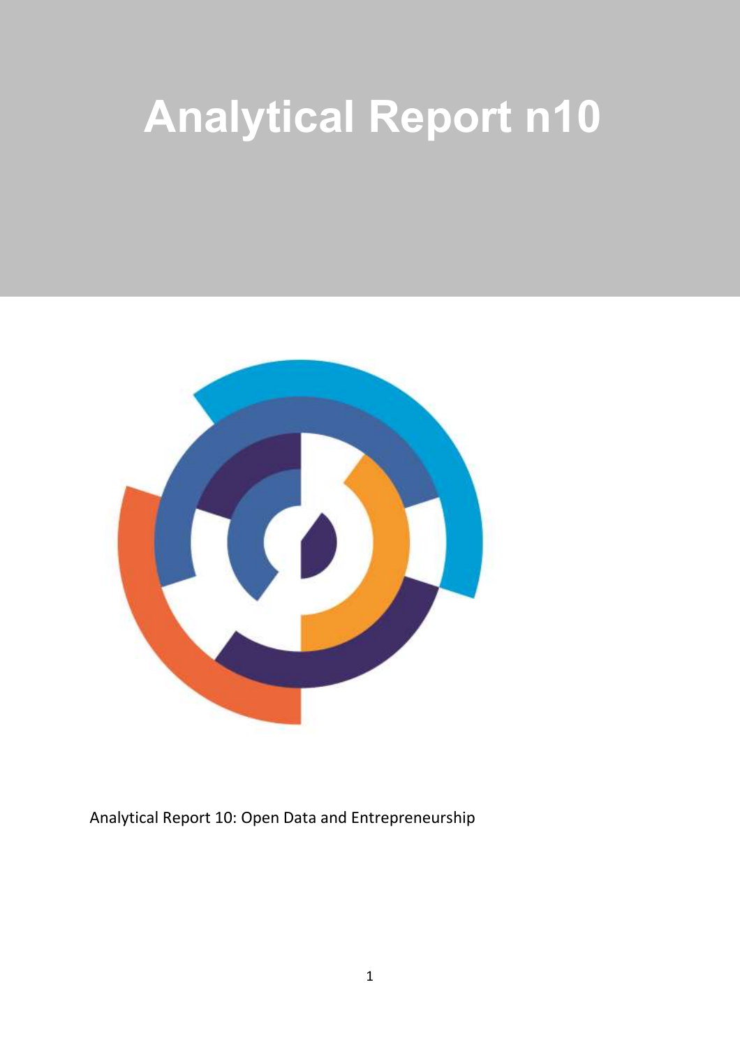# Analytical Report n10

Analytical Report 10: Open Data and Entrepreneurship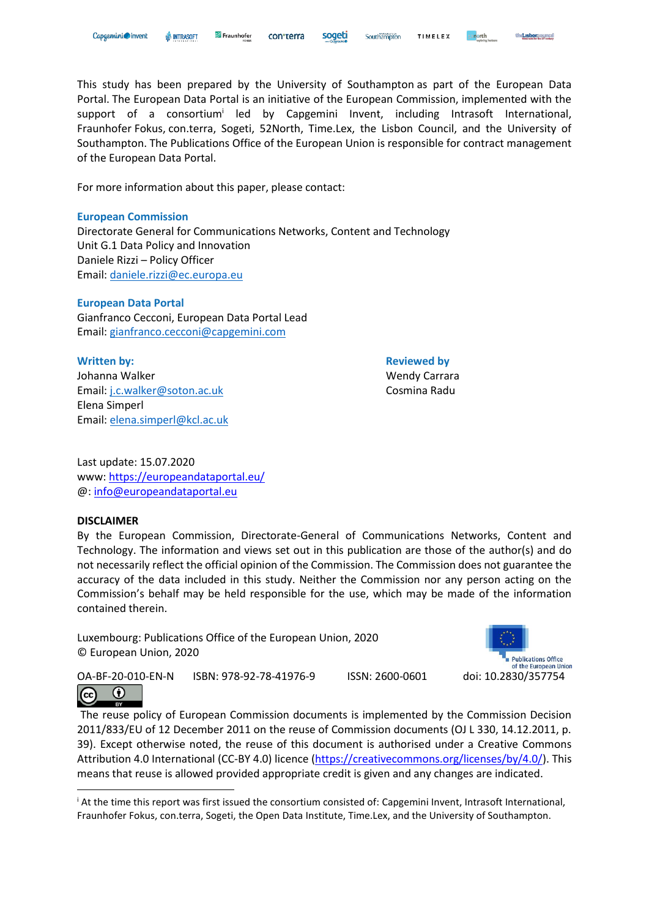This study has been prepared by the University of Southampton as part of the European Data Portal. The European Data Portal is an initiative of the European Commission, implemented with the support of a consortium[i] led by Capgemini Invent, including Intrasoft International, Fraunhofer Fokus, con.terra, Sogeti, 52North, Time.Lex, the Lisbon Council, and the University of Southampton. The Publications Office of the European Union is responsible for contract management of the European Data Portal.

For more information about this paper, please contact:

**European Commission**
Directorate General for Communications Networks, Content and Technology
Unit G.1 Data Policy and Innovation
Daniele Rizzi – Policy Officer
Email: daniele.rizzi@ec.europa.eu

**European Data Portal**
Gianfranco Cecconi, European Data Portal Lead
Email: gianfranco.cecconi@capgemini.com

**Written by:**
Johanna Walker
Email: j.c.walker@soton.ac.uk
Elena Simperl
Email: elena.simperl@kcl.ac.uk

**Reviewed by**
Wendy Carrara
Cosmina Radu

Last update: 15.07.2020
www: https://europeandataportal.eu/
@: info@europeandataportal.eu

**DISCLAIMER**
By the European Commission, Directorate-General of Communications Networks, Content and Technology. The information and views set out in this publication are those of the author(s) and do not necessarily reflect the official opinion of the Commission. The Commission does not guarantee the accuracy of the data included in this study. Neither the Commission nor any person acting on the Commission's behalf may be held responsible for the use, which may be made of the information contained therein.

Luxembourg: Publications Office of the European Union, 2020
© European Union, 2020

OA-BF-20-010-EN-N ISBN: 978-92-78-41976-9 ISSN: 2600-0601 doi: 10.2830/357754

The reuse policy of European Commission documents is implemented by the Commission Decision 2011/833/EU of 12 December 2011 on the reuse of Commission documents (OJ L 330, 14.12.2011, p. 39). Except otherwise noted, the reuse of this document is authorised under a Creative Commons Attribution 4.0 International (CC-BY 4.0) licence (https://creativecommons.org/licenses/by/4.0/). This means that reuse is allowed provided appropriate credit is given and any changes are indicated.

[i] At the time this report was first issued the consortium consisted of: Capgemini Invent, Intrasoft International, Fraunhofer Fokus, con.terra, Sogeti, the Open Data Institute, Time.Lex, and the University of Southampton.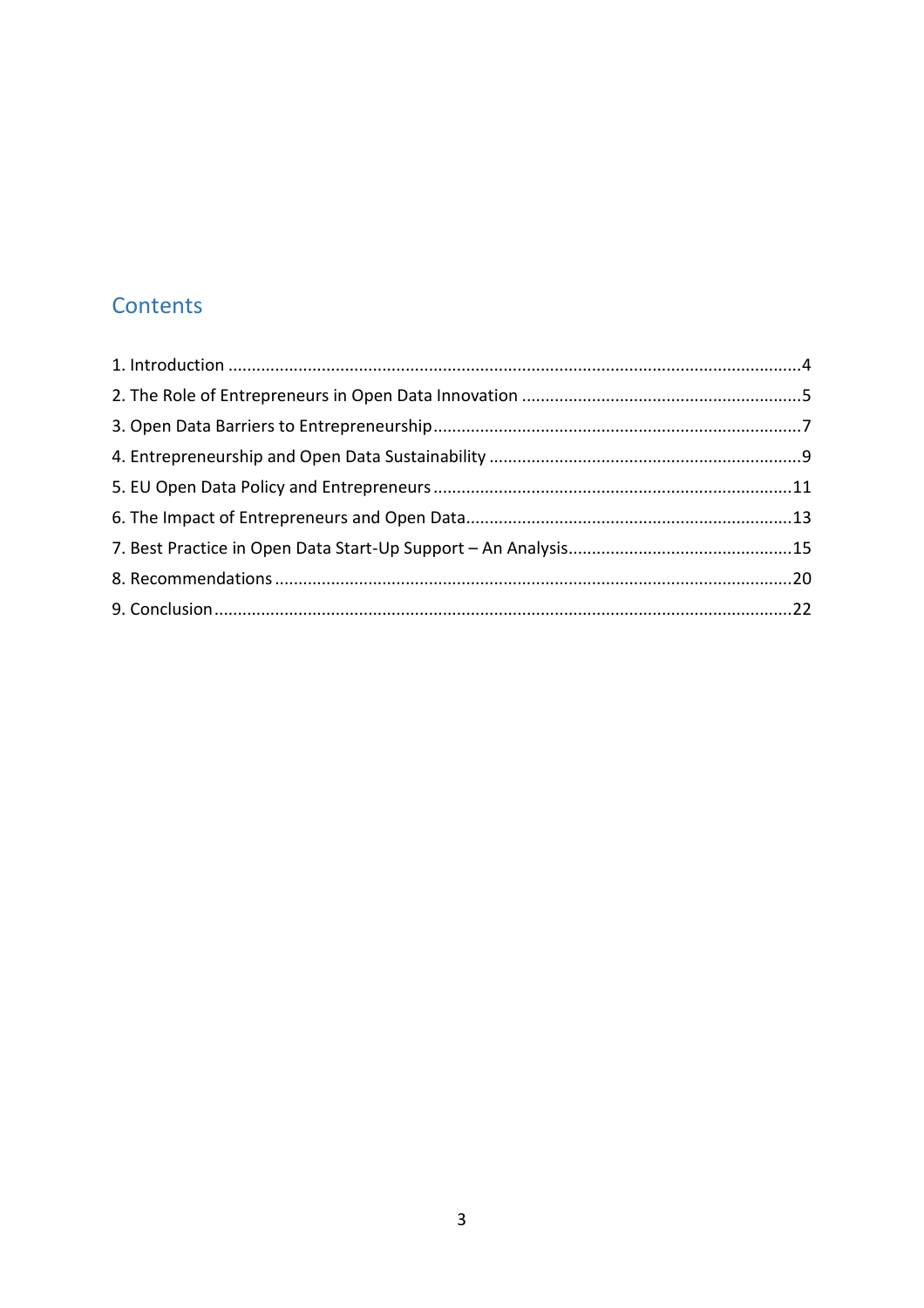## Contents

1. Introduction ........................................................................................................................4
2. The Role of Entrepreneurs in Open Data Innovation ..........................................................5
3. Open Data Barriers to Entrepreneurship............................................................................7
4. Entrepreneurship and Open Data Sustainability ..................................................................9
5. EU Open Data Policy and Entrepreneurs ..........................................................................11
6. The Impact of Entrepreneurs and Open Data....................................................................13
7. Best Practice in Open Data Start-Up Support – An Analysis...............................................15
8. Recommendations ............................................................................................................20
9. Conclusion .........................................................................................................................22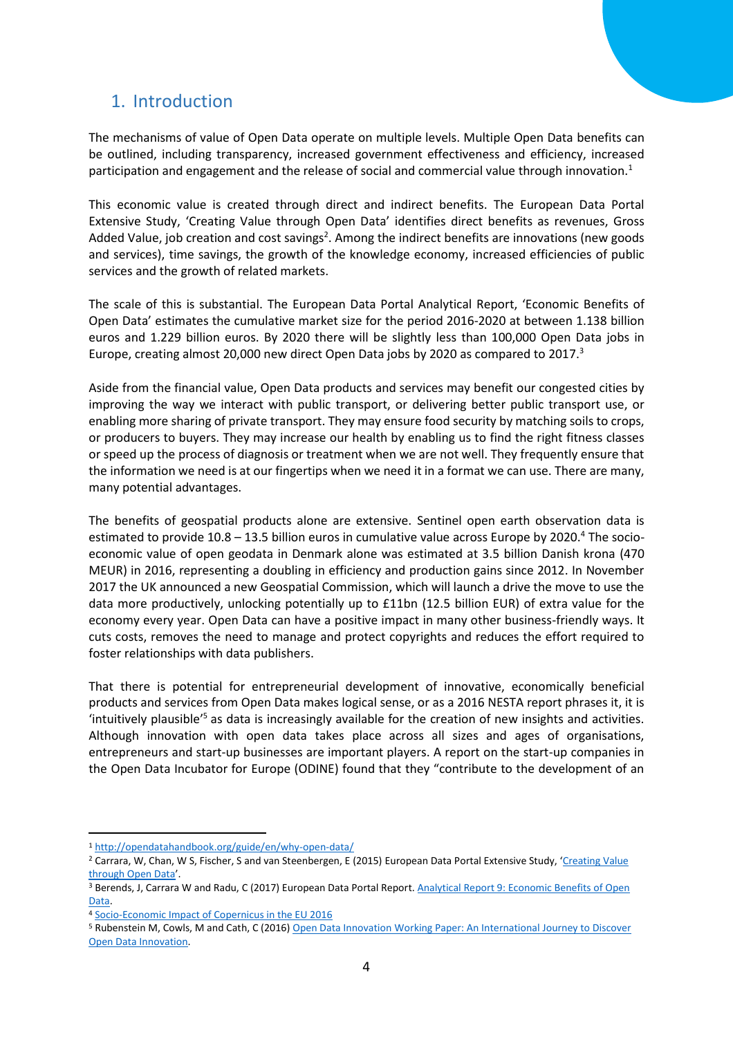## 1. Introduction

The mechanisms of value of Open Data operate on multiple levels. Multiple Open Data benefits can be outlined, including transparency, increased government effectiveness and efficiency, increased participation and engagement and the release of social and commercial value through innovation.[1]

This economic value is created through direct and indirect benefits. The European Data Portal Extensive Study, 'Creating Value through Open Data' identifies direct benefits as revenues, Gross Added Value, job creation and cost savings[2]. Among the indirect benefits are innovations (new goods and services), time savings, the growth of the knowledge economy, increased efficiencies of public services and the growth of related markets.

The scale of this is substantial. The European Data Portal Analytical Report, 'Economic Benefits of Open Data' estimates the cumulative market size for the period 2016-2020 at between 1.138 billion euros and 1.229 billion euros. By 2020 there will be slightly less than 100,000 Open Data jobs in Europe, creating almost 20,000 new direct Open Data jobs by 2020 as compared to 2017.[3]

Aside from the financial value, Open Data products and services may benefit our congested cities by improving the way we interact with public transport, or delivering better public transport use, or enabling more sharing of private transport. They may ensure food security by matching soils to crops, or producers to buyers. They may increase our health by enabling us to find the right fitness classes or speed up the process of diagnosis or treatment when we are not well. They frequently ensure that the information we need is at our fingertips when we need it in a format we can use. There are many, many potential advantages.

The benefits of geospatial products alone are extensive. Sentinel open earth observation data is estimated to provide 10.8 – 13.5 billion euros in cumulative value across Europe by 2020.[4] The socio-economic value of open geodata in Denmark alone was estimated at 3.5 billion Danish krona (470 MEUR) in 2016, representing a doubling in efficiency and production gains since 2012. In November 2017 the UK announced a new Geospatial Commission, which will launch a drive the move to use the data more productively, unlocking potentially up to £11bn (12.5 billion EUR) of extra value for the economy every year. Open Data can have a positive impact in many other business-friendly ways. It cuts costs, removes the need to manage and protect copyrights and reduces the effort required to foster relationships with data publishers.

That there is potential for entrepreneurial development of innovative, economically beneficial products and services from Open Data makes logical sense, or as a 2016 NESTA report phrases it, it is 'intuitively plausible'[5] as data is increasingly available for the creation of new insights and activities. Although innovation with open data takes place across all sizes and ages of organisations, entrepreneurs and start-up businesses are important players. A report on the start-up companies in the Open Data Incubator for Europe (ODINE) found that they "contribute to the development of an

---

[1] http://opendatahandbook.org/guide/en/why-open-data/

[2] Carrara, W, Chan, W S, Fischer, S and van Steenbergen, E (2015) European Data Portal Extensive Study, 'Creating Value through Open Data'.

[3] Berends, J, Carrara W and Radu, C (2017) European Data Portal Report. Analytical Report 9: Economic Benefits of Open Data.

[4] Socio-Economic Impact of Copernicus in the EU 2016

[5] Rubenstein M, Cowls, M and Cath, C (2016) Open Data Innovation Working Paper: An International Journey to Discover Open Data Innovation.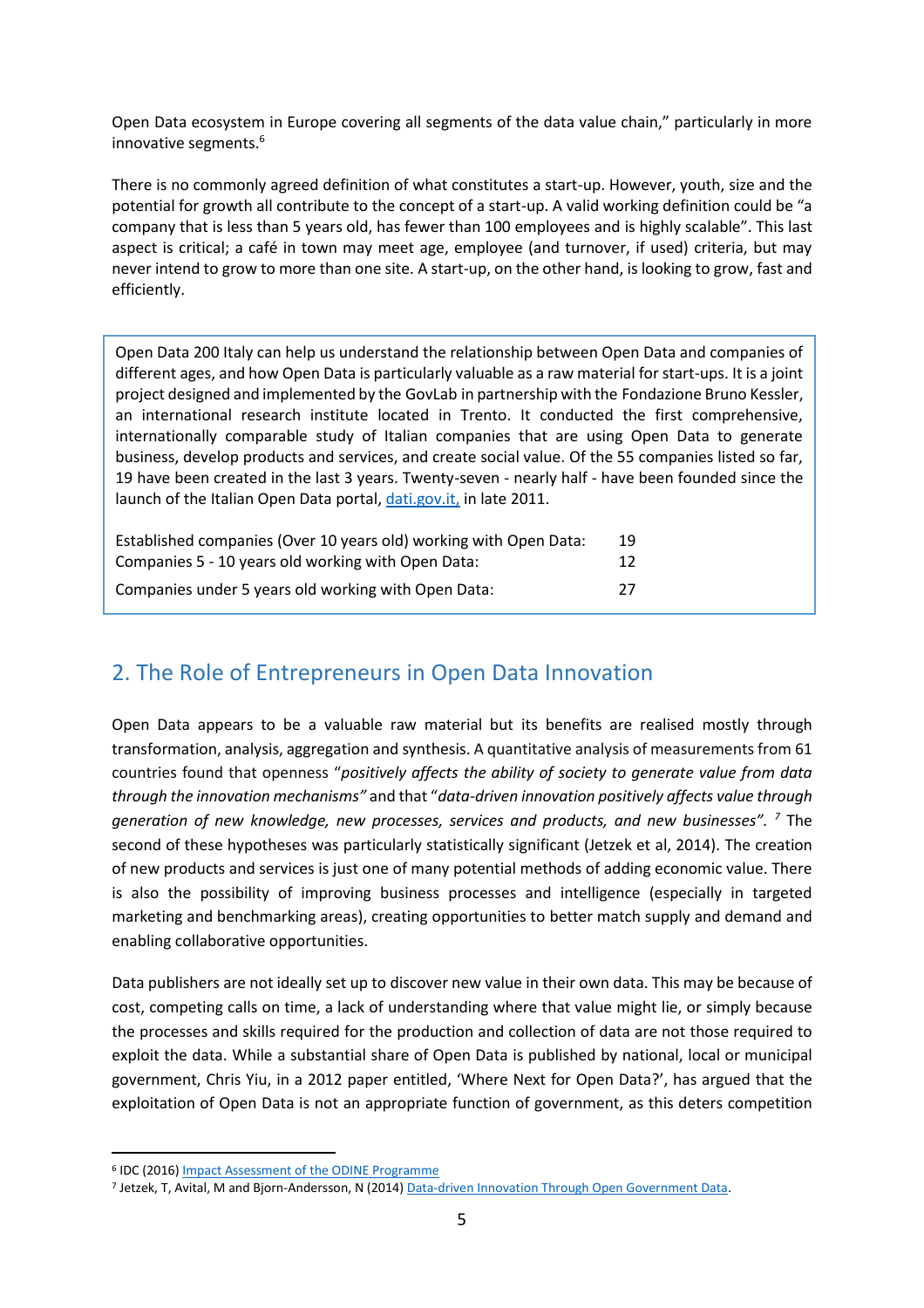Open Data ecosystem in Europe covering all segments of the data value chain," particularly in more innovative segments.[6]

There is no commonly agreed definition of what constitutes a start-up. However, youth, size and the potential for growth all contribute to the concept of a start-up. A valid working definition could be "a company that is less than 5 years old, has fewer than 100 employees and is highly scalable". This last aspect is critical; a café in town may meet age, employee (and turnover, if used) criteria, but may never intend to grow to more than one site. A start-up, on the other hand, is looking to grow, fast and efficiently.

> Open Data 200 Italy can help us understand the relationship between Open Data and companies of different ages, and how Open Data is particularly valuable as a raw material for start-ups. It is a joint project designed and implemented by the GovLab in partnership with the Fondazione Bruno Kessler, an international research institute located in Trento. It conducted the first comprehensive, internationally comparable study of Italian companies that are using Open Data to generate business, develop products and services, and create social value. Of the 55 companies listed so far, 19 have been created in the last 3 years. Twenty-seven - nearly half - have been founded since the launch of the Italian Open Data portal, [dati.gov.it,](dati.gov.it) in late 2011.
>
> | | |
> |---|---|
> | Established companies (Over 10 years old) working with Open Data: | 19 |
> | Companies 5 - 10 years old working with Open Data: | 12 |
> | Companies under 5 years old working with Open Data: | 27 |

## 2. The Role of Entrepreneurs in Open Data Innovation

Open Data appears to be a valuable raw material but its benefits are realised mostly through transformation, analysis, aggregation and synthesis. A quantitative analysis of measurements from 61 countries found that openness "*positively affects the ability of society to generate value from data through the innovation mechanisms"* and that "*data-driven innovation positively affects value through generation of new knowledge, new processes, services and products, and new businesses".* [7] The second of these hypotheses was particularly statistically significant (Jetzek et al, 2014). The creation of new products and services is just one of many potential methods of adding economic value. There is also the possibility of improving business processes and intelligence (especially in targeted marketing and benchmarking areas), creating opportunities to better match supply and demand and enabling collaborative opportunities.

Data publishers are not ideally set up to discover new value in their own data. This may be because of cost, competing calls on time, a lack of understanding where that value might lie, or simply because the processes and skills required for the production and collection of data are not those required to exploit the data. While a substantial share of Open Data is published by national, local or municipal government, Chris Yiu, in a 2012 paper entitled, 'Where Next for Open Data?', has argued that the exploitation of Open Data is not an appropriate function of government, as this deters competition

---

[6] IDC (2016) Impact Assessment of the ODINE Programme

[7] Jetzek, T, Avital, M and Bjorn-Andersson, N (2014) Data-driven Innovation Through Open Government Data.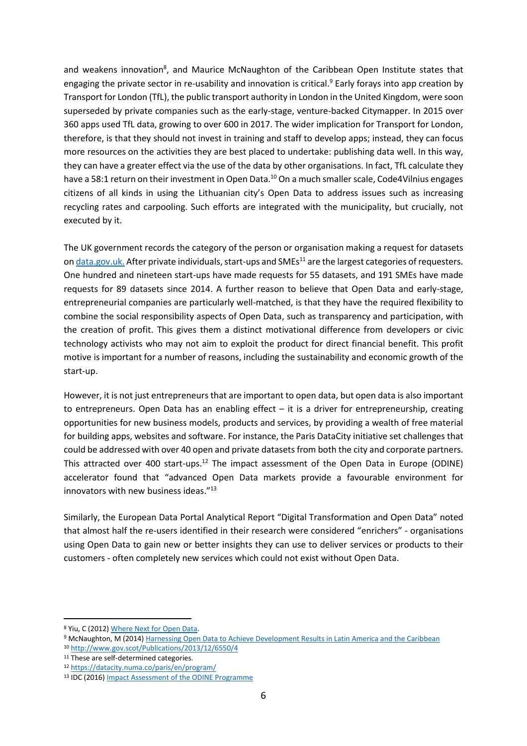and weakens innovation[8], and Maurice McNaughton of the Caribbean Open Institute states that engaging the private sector in re-usability and innovation is critical.[9] Early forays into app creation by Transport for London (TfL), the public transport authority in London in the United Kingdom, were soon superseded by private companies such as the early-stage, venture-backed Citymapper. In 2015 over 360 apps used TfL data, growing to over 600 in 2017. The wider implication for Transport for London, therefore, is that they should not invest in training and staff to develop apps; instead, they can focus more resources on the activities they are best placed to undertake: publishing data well. In this way, they can have a greater effect via the use of the data by other organisations. In fact, TfL calculate they have a 58:1 return on their investment in Open Data.[10] On a much smaller scale, Code4Vilnius engages citizens of all kinds in using the Lithuanian city's Open Data to address issues such as increasing recycling rates and carpooling. Such efforts are integrated with the municipality, but crucially, not executed by it.

The UK government records the category of the person or organisation making a request for datasets on data.gov.uk. After private individuals, start-ups and SMEs[11] are the largest categories of requesters. One hundred and nineteen start-ups have made requests for 55 datasets, and 191 SMEs have made requests for 89 datasets since 2014. A further reason to believe that Open Data and early-stage, entrepreneurial companies are particularly well-matched, is that they have the required flexibility to combine the social responsibility aspects of Open Data, such as transparency and participation, with the creation of profit. This gives them a distinct motivational difference from developers or civic technology activists who may not aim to exploit the product for direct financial benefit. This profit motive is important for a number of reasons, including the sustainability and economic growth of the start-up.

However, it is not just entrepreneurs that are important to open data, but open data is also important to entrepreneurs. Open Data has an enabling effect – it is a driver for entrepreneurship, creating opportunities for new business models, products and services, by providing a wealth of free material for building apps, websites and software. For instance, the Paris DataCity initiative set challenges that could be addressed with over 40 open and private datasets from both the city and corporate partners. This attracted over 400 start-ups.[12] The impact assessment of the Open Data in Europe (ODINE) accelerator found that "advanced Open Data markets provide a favourable environment for innovators with new business ideas."[13]

Similarly, the European Data Portal Analytical Report "Digital Transformation and Open Data" noted that almost half the re-users identified in their research were considered "enrichers" - organisations using Open Data to gain new or better insights they can use to deliver services or products to their customers - often completely new services which could not exist without Open Data.

---

[8] Yiu, C (2012) Where Next for Open Data.

[9] McNaughton, M (2014) Harnessing Open Data to Achieve Development Results in Latin America and the Caribbean

[10] http://www.gov.scot/Publications/2013/12/6550/4

[11] These are self-determined categories.

[12] https://datacity.numa.co/paris/en/program/

[13] IDC (2016) Impact Assessment of the ODINE Programme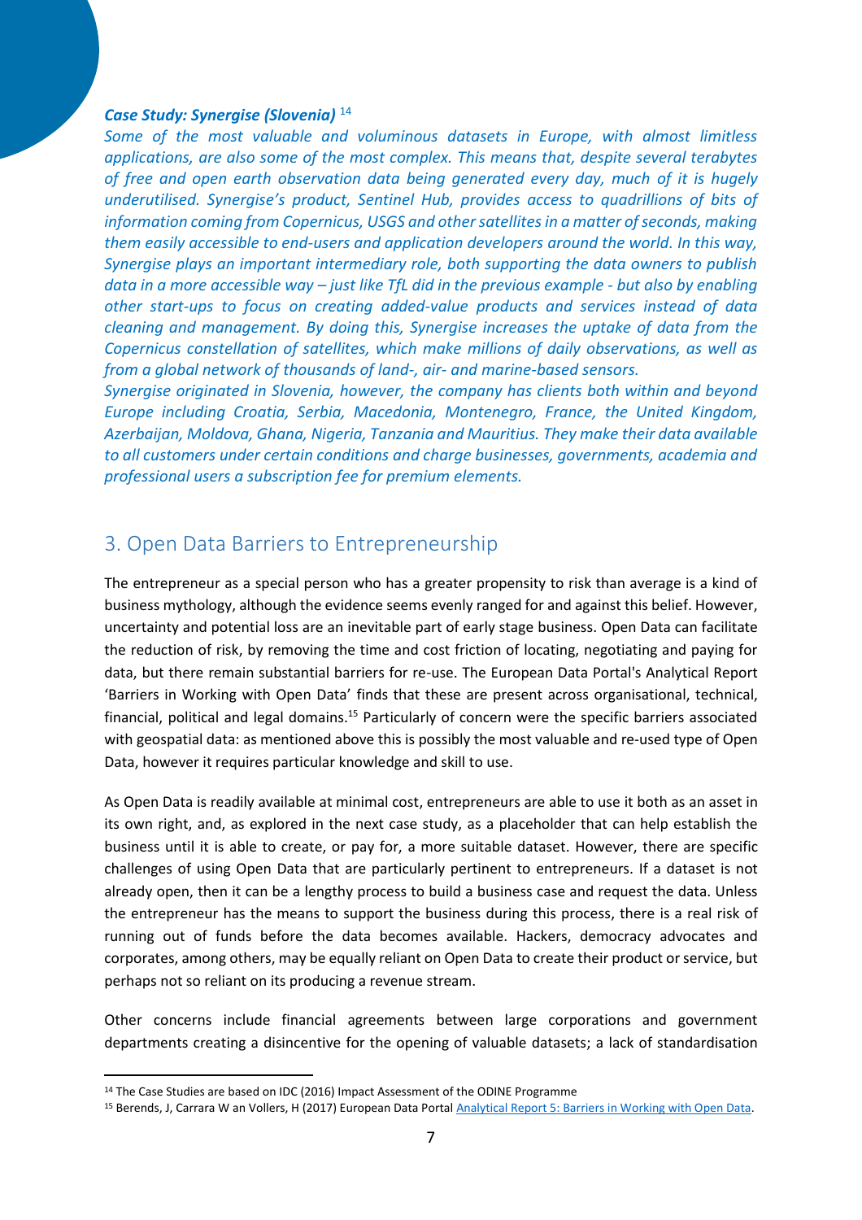***Case Study: Synergise (Slovenia)*** [14]

*Some of the most valuable and voluminous datasets in Europe, with almost limitless applications, are also some of the most complex. This means that, despite several terabytes of free and open earth observation data being generated every day, much of it is hugely underutilised. Synergise's product, Sentinel Hub, provides access to quadrillions of bits of information coming from Copernicus, USGS and other satellites in a matter of seconds, making them easily accessible to end-users and application developers around the world. In this way, Synergise plays an important intermediary role, both supporting the data owners to publish data in a more accessible way – just like TfL did in the previous example - but also by enabling other start-ups to focus on creating added-value products and services instead of data cleaning and management. By doing this, Synergise increases the uptake of data from the Copernicus constellation of satellites, which make millions of daily observations, as well as from a global network of thousands of land-, air- and marine-based sensors.*

*Synergise originated in Slovenia, however, the company has clients both within and beyond Europe including Croatia, Serbia, Macedonia, Montenegro, France, the United Kingdom, Azerbaijan, Moldova, Ghana, Nigeria, Tanzania and Mauritius. They make their data available to all customers under certain conditions and charge businesses, governments, academia and professional users a subscription fee for premium elements.*

## 3. Open Data Barriers to Entrepreneurship

The entrepreneur as a special person who has a greater propensity to risk than average is a kind of business mythology, although the evidence seems evenly ranged for and against this belief. However, uncertainty and potential loss are an inevitable part of early stage business. Open Data can facilitate the reduction of risk, by removing the time and cost friction of locating, negotiating and paying for data, but there remain substantial barriers for re-use. The European Data Portal's Analytical Report 'Barriers in Working with Open Data' finds that these are present across organisational, technical, financial, political and legal domains.[15] Particularly of concern were the specific barriers associated with geospatial data: as mentioned above this is possibly the most valuable and re-used type of Open Data, however it requires particular knowledge and skill to use.

As Open Data is readily available at minimal cost, entrepreneurs are able to use it both as an asset in its own right, and, as explored in the next case study, as a placeholder that can help establish the business until it is able to create, or pay for, a more suitable dataset. However, there are specific challenges of using Open Data that are particularly pertinent to entrepreneurs. If a dataset is not already open, then it can be a lengthy process to build a business case and request the data. Unless the entrepreneur has the means to support the business during this process, there is a real risk of running out of funds before the data becomes available. Hackers, democracy advocates and corporates, among others, may be equally reliant on Open Data to create their product or service, but perhaps not so reliant on its producing a revenue stream.

Other concerns include financial agreements between large corporations and government departments creating a disincentive for the opening of valuable datasets; a lack of standardisation

---

[14] The Case Studies are based on IDC (2016) Impact Assessment of the ODINE Programme

[15] Berends, J, Carrara W an Vollers, H (2017) European Data Portal [Analytical Report 5: Barriers in Working with Open Data](#).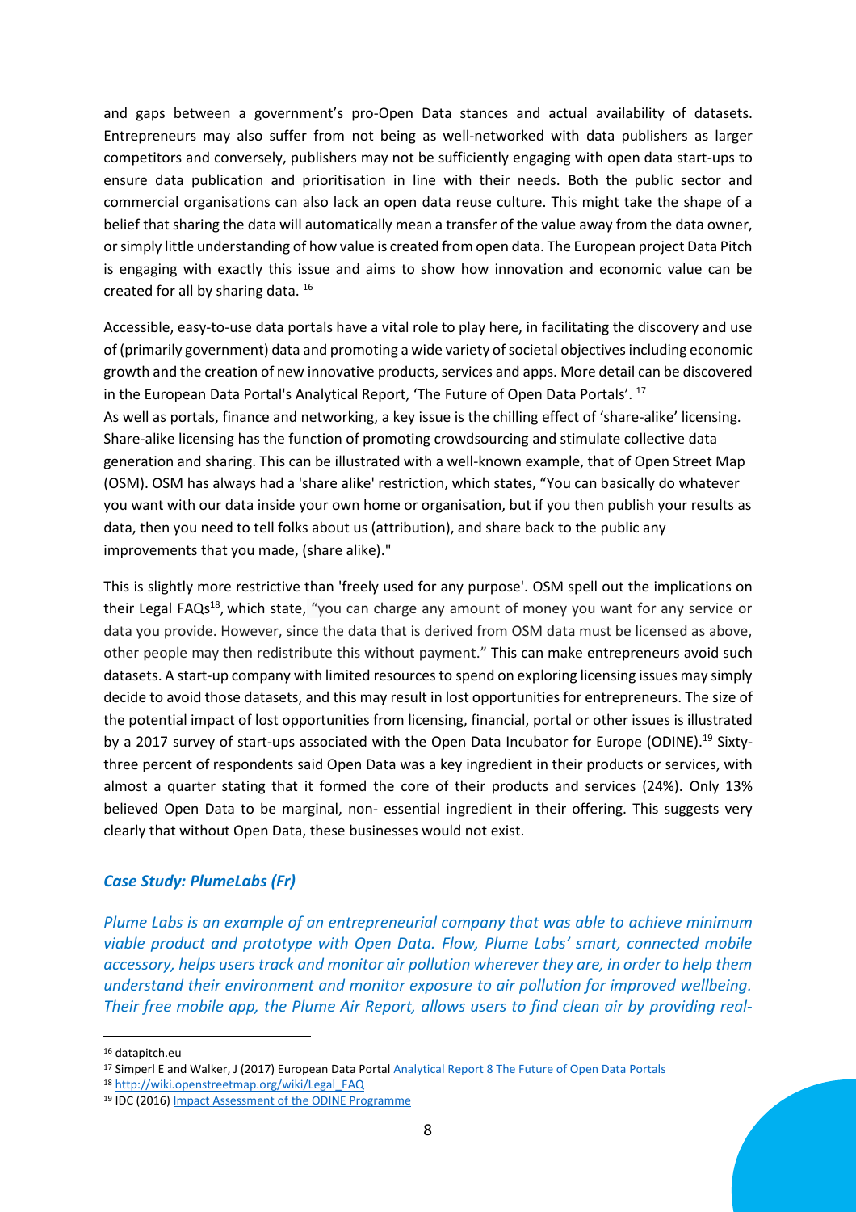and gaps between a government's pro-Open Data stances and actual availability of datasets. Entrepreneurs may also suffer from not being as well-networked with data publishers as larger competitors and conversely, publishers may not be sufficiently engaging with open data start-ups to ensure data publication and prioritisation in line with their needs. Both the public sector and commercial organisations can also lack an open data reuse culture. This might take the shape of a belief that sharing the data will automatically mean a transfer of the value away from the data owner, or simply little understanding of how value is created from open data. The European project Data Pitch is engaging with exactly this issue and aims to show how innovation and economic value can be created for all by sharing data. [16]

Accessible, easy-to-use data portals have a vital role to play here, in facilitating the discovery and use of (primarily government) data and promoting a wide variety of societal objectives including economic growth and the creation of new innovative products, services and apps. More detail can be discovered in the European Data Portal's Analytical Report, 'The Future of Open Data Portals'. [17]

As well as portals, finance and networking, a key issue is the chilling effect of 'share-alike' licensing. Share-alike licensing has the function of promoting crowdsourcing and stimulate collective data generation and sharing. This can be illustrated with a well-known example, that of Open Street Map (OSM). OSM has always had a 'share alike' restriction, which states, "You can basically do whatever you want with our data inside your own home or organisation, but if you then publish your results as data, then you need to tell folks about us (attribution), and share back to the public any improvements that you made, (share alike)."

This is slightly more restrictive than 'freely used for any purpose'. OSM spell out the implications on their Legal FAQs[18], which state, "you can charge any amount of money you want for any service or data you provide. However, since the data that is derived from OSM data must be licensed as above, other people may then redistribute this without payment." This can make entrepreneurs avoid such datasets. A start-up company with limited resources to spend on exploring licensing issues may simply decide to avoid those datasets, and this may result in lost opportunities for entrepreneurs. The size of the potential impact of lost opportunities from licensing, financial, portal or other issues is illustrated by a 2017 survey of start-ups associated with the Open Data Incubator for Europe (ODINE).[19] Sixty-three percent of respondents said Open Data was a key ingredient in their products or services, with almost a quarter stating that it formed the core of their products and services (24%). Only 13% believed Open Data to be marginal, non- essential ingredient in their offering. This suggests very clearly that without Open Data, these businesses would not exist.

### *Case Study: PlumeLabs (Fr)*

*Plume Labs is an example of an entrepreneurial company that was able to achieve minimum viable product and prototype with Open Data. Flow, Plume Labs' smart, connected mobile accessory, helps users track and monitor air pollution wherever they are, in order to help them understand their environment and monitor exposure to air pollution for improved wellbeing. Their free mobile app, the Plume Air Report, allows users to find clean air by providing real-*

---

[16] datapitch.eu

[17] Simperl E and Walker, J (2017) European Data Portal Analytical Report 8 The Future of Open Data Portals

[18] http://wiki.openstreetmap.org/wiki/Legal_FAQ

[19] IDC (2016) Impact Assessment of the ODINE Programme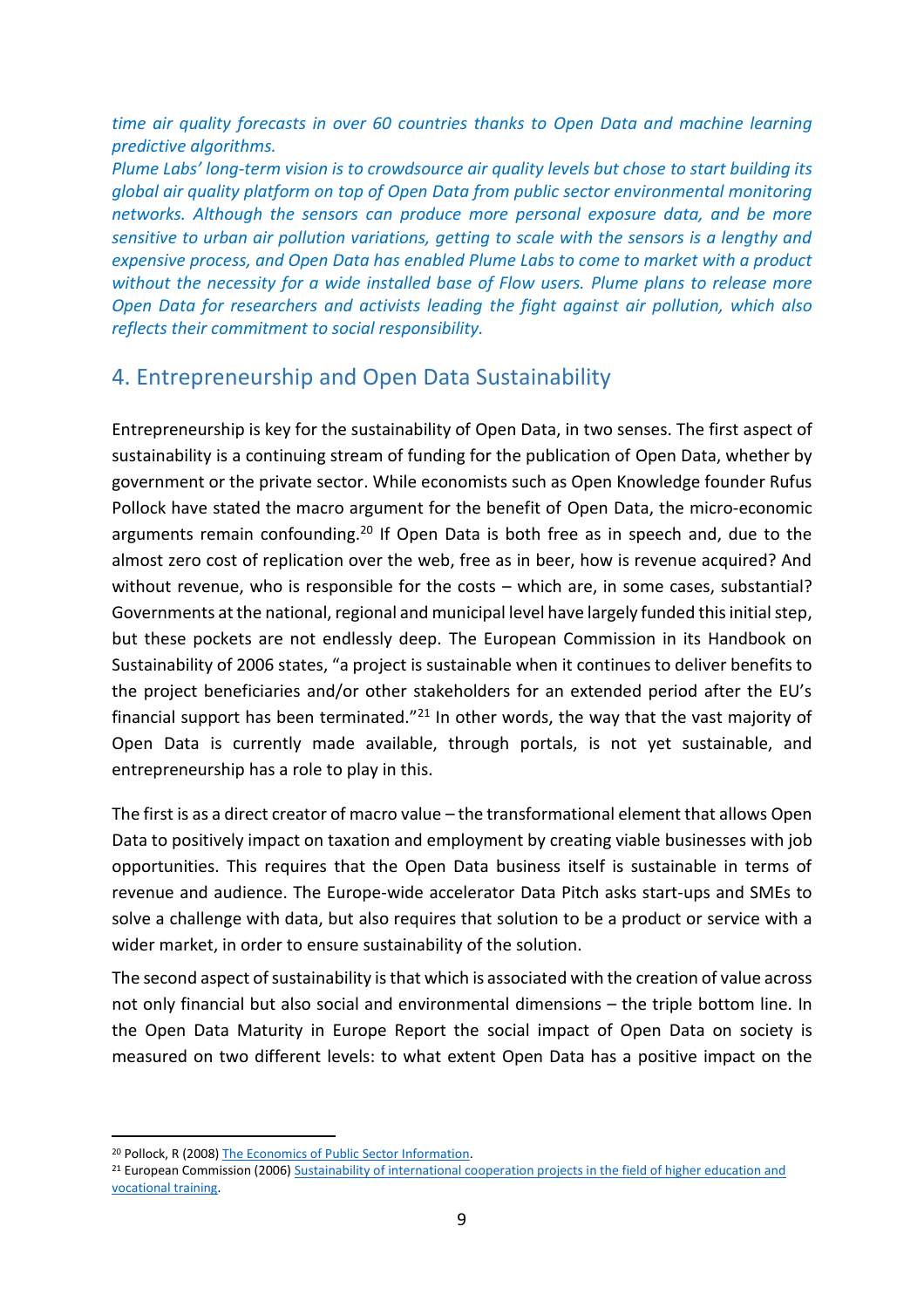*time air quality forecasts in over 60 countries thanks to Open Data and machine learning predictive algorithms.*

*Plume Labs' long-term vision is to crowdsource air quality levels but chose to start building its global air quality platform on top of Open Data from public sector environmental monitoring networks. Although the sensors can produce more personal exposure data, and be more sensitive to urban air pollution variations, getting to scale with the sensors is a lengthy and expensive process, and Open Data has enabled Plume Labs to come to market with a product without the necessity for a wide installed base of Flow users. Plume plans to release more Open Data for researchers and activists leading the fight against air pollution, which also reflects their commitment to social responsibility.*

## 4. Entrepreneurship and Open Data Sustainability

Entrepreneurship is key for the sustainability of Open Data, in two senses. The first aspect of sustainability is a continuing stream of funding for the publication of Open Data, whether by government or the private sector. While economists such as Open Knowledge founder Rufus Pollock have stated the macro argument for the benefit of Open Data, the micro-economic arguments remain confounding.[20] If Open Data is both free as in speech and, due to the almost zero cost of replication over the web, free as in beer, how is revenue acquired? And without revenue, who is responsible for the costs – which are, in some cases, substantial? Governments at the national, regional and municipal level have largely funded this initial step, but these pockets are not endlessly deep. The European Commission in its Handbook on Sustainability of 2006 states, "a project is sustainable when it continues to deliver benefits to the project beneficiaries and/or other stakeholders for an extended period after the EU's financial support has been terminated."[21] In other words, the way that the vast majority of Open Data is currently made available, through portals, is not yet sustainable, and entrepreneurship has a role to play in this.

The first is as a direct creator of macro value – the transformational element that allows Open Data to positively impact on taxation and employment by creating viable businesses with job opportunities. This requires that the Open Data business itself is sustainable in terms of revenue and audience. The Europe-wide accelerator Data Pitch asks start-ups and SMEs to solve a challenge with data, but also requires that solution to be a product or service with a wider market, in order to ensure sustainability of the solution.

The second aspect of sustainability is that which is associated with the creation of value across not only financial but also social and environmental dimensions – the triple bottom line. In the Open Data Maturity in Europe Report the social impact of Open Data on society is measured on two different levels: to what extent Open Data has a positive impact on the

---

[20] Pollock, R (2008) The Economics of Public Sector Information.

[21] European Commission (2006) Sustainability of international cooperation projects in the field of higher education and vocational training.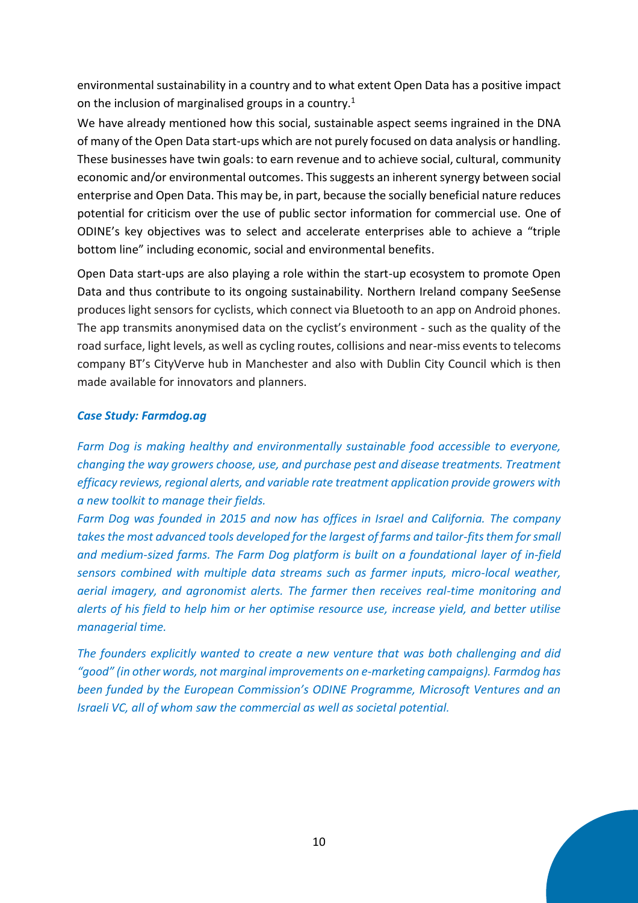environmental sustainability in a country and to what extent Open Data has a positive impact on the inclusion of marginalised groups in a country.[1]

We have already mentioned how this social, sustainable aspect seems ingrained in the DNA of many of the Open Data start-ups which are not purely focused on data analysis or handling. These businesses have twin goals: to earn revenue and to achieve social, cultural, community economic and/or environmental outcomes. This suggests an inherent synergy between social enterprise and Open Data. This may be, in part, because the socially beneficial nature reduces potential for criticism over the use of public sector information for commercial use. One of ODINE's key objectives was to select and accelerate enterprises able to achieve a "triple bottom line" including economic, social and environmental benefits.

Open Data start-ups are also playing a role within the start-up ecosystem to promote Open Data and thus contribute to its ongoing sustainability. Northern Ireland company SeeSense produces light sensors for cyclists, which connect via Bluetooth to an app on Android phones. The app transmits anonymised data on the cyclist's environment - such as the quality of the road surface, light levels, as well as cycling routes, collisions and near-miss events to telecoms company BT's CityVerve hub in Manchester and also with Dublin City Council which is then made available for innovators and planners.

***Case Study: Farmdog.ag***

*Farm Dog is making healthy and environmentally sustainable food accessible to everyone, changing the way growers choose, use, and purchase pest and disease treatments. Treatment efficacy reviews, regional alerts, and variable rate treatment application provide growers with a new toolkit to manage their fields.*

*Farm Dog was founded in 2015 and now has offices in Israel and California. The company takes the most advanced tools developed for the largest of farms and tailor-fits them for small and medium-sized farms. The Farm Dog platform is built on a foundational layer of in-field sensors combined with multiple data streams such as farmer inputs, micro-local weather, aerial imagery, and agronomist alerts. The farmer then receives real-time monitoring and alerts of his field to help him or her optimise resource use, increase yield, and better utilise managerial time.*

*The founders explicitly wanted to create a new venture that was both challenging and did "good" (in other words, not marginal improvements on e-marketing campaigns). Farmdog has been funded by the European Commission's ODINE Programme, Microsoft Ventures and an Israeli VC, all of whom saw the commercial as well as societal potential.*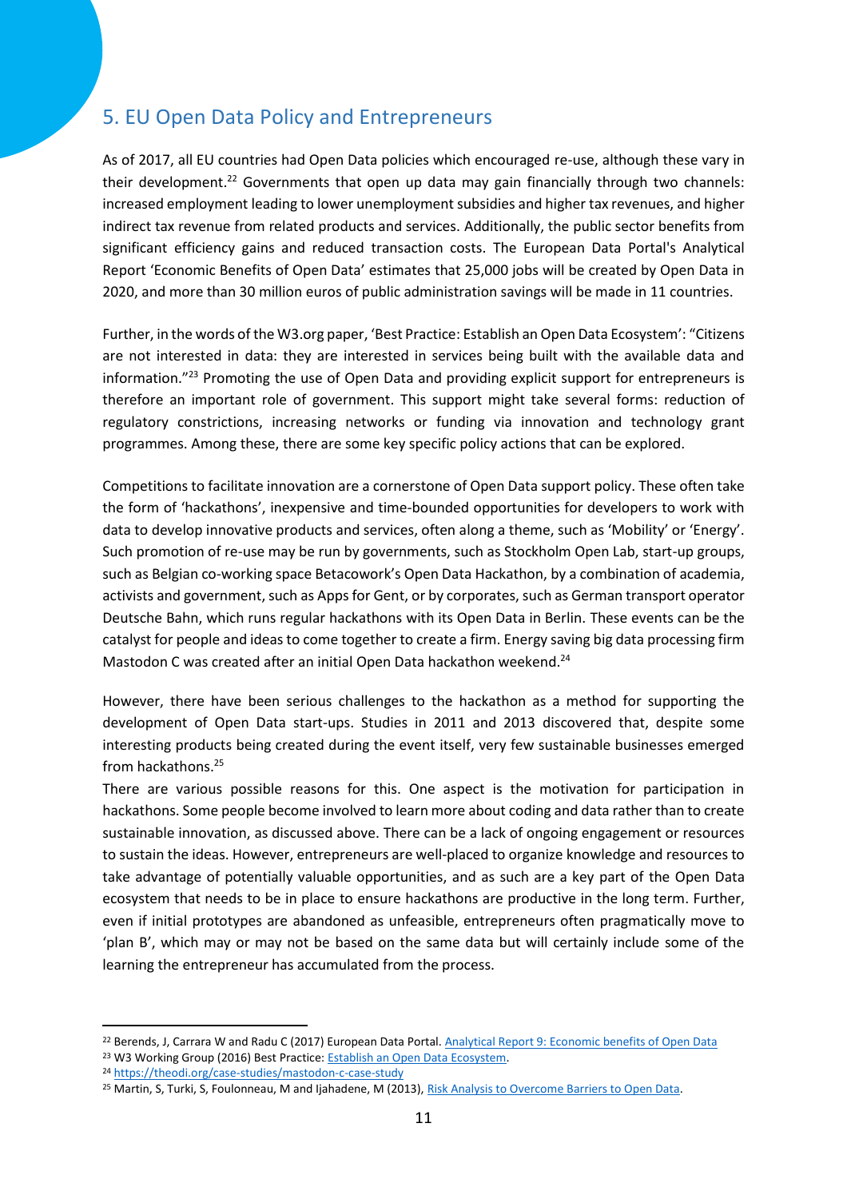## 5. EU Open Data Policy and Entrepreneurs

As of 2017, all EU countries had Open Data policies which encouraged re-use, although these vary in their development.[22] Governments that open up data may gain financially through two channels: increased employment leading to lower unemployment subsidies and higher tax revenues, and higher indirect tax revenue from related products and services. Additionally, the public sector benefits from significant efficiency gains and reduced transaction costs. The European Data Portal's Analytical Report 'Economic Benefits of Open Data' estimates that 25,000 jobs will be created by Open Data in 2020, and more than 30 million euros of public administration savings will be made in 11 countries.

Further, in the words of the W3.org paper, 'Best Practice: Establish an Open Data Ecosystem': "Citizens are not interested in data: they are interested in services being built with the available data and information."[23] Promoting the use of Open Data and providing explicit support for entrepreneurs is therefore an important role of government. This support might take several forms: reduction of regulatory constrictions, increasing networks or funding via innovation and technology grant programmes. Among these, there are some key specific policy actions that can be explored.

Competitions to facilitate innovation are a cornerstone of Open Data support policy. These often take the form of 'hackathons', inexpensive and time-bounded opportunities for developers to work with data to develop innovative products and services, often along a theme, such as 'Mobility' or 'Energy'. Such promotion of re-use may be run by governments, such as Stockholm Open Lab, start-up groups, such as Belgian co-working space Betacowork's Open Data Hackathon, by a combination of academia, activists and government, such as Apps for Gent, or by corporates, such as German transport operator Deutsche Bahn, which runs regular hackathons with its Open Data in Berlin. These events can be the catalyst for people and ideas to come together to create a firm. Energy saving big data processing firm Mastodon C was created after an initial Open Data hackathon weekend.[24]

However, there have been serious challenges to the hackathon as a method for supporting the development of Open Data start-ups. Studies in 2011 and 2013 discovered that, despite some interesting products being created during the event itself, very few sustainable businesses emerged from hackathons.[25]

There are various possible reasons for this. One aspect is the motivation for participation in hackathons. Some people become involved to learn more about coding and data rather than to create sustainable innovation, as discussed above. There can be a lack of ongoing engagement or resources to sustain the ideas. However, entrepreneurs are well-placed to organize knowledge and resources to take advantage of potentially valuable opportunities, and as such are a key part of the Open Data ecosystem that needs to be in place to ensure hackathons are productive in the long term. Further, even if initial prototypes are abandoned as unfeasible, entrepreneurs often pragmatically move to 'plan B', which may or may not be based on the same data but will certainly include some of the learning the entrepreneur has accumulated from the process.

---

[22] Berends, J, Carrara W and Radu C (2017) European Data Portal. Analytical Report 9: Economic benefits of Open Data

[23] W3 Working Group (2016) Best Practice: Establish an Open Data Ecosystem.

[24] https://theodi.org/case-studies/mastodon-c-case-study

[25] Martin, S, Turki, S, Foulonneau, M and Ijahadene, M (2013), Risk Analysis to Overcome Barriers to Open Data.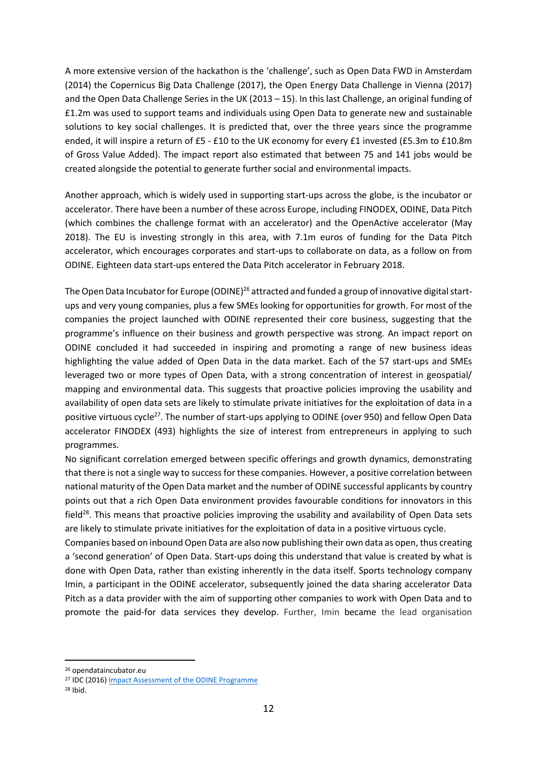A more extensive version of the hackathon is the 'challenge', such as Open Data FWD in Amsterdam (2014) the Copernicus Big Data Challenge (2017), the Open Energy Data Challenge in Vienna (2017) and the Open Data Challenge Series in the UK (2013 – 15). In this last Challenge, an original funding of £1.2m was used to support teams and individuals using Open Data to generate new and sustainable solutions to key social challenges. It is predicted that, over the three years since the programme ended, it will inspire a return of £5 - £10 to the UK economy for every £1 invested (£5.3m to £10.8m of Gross Value Added). The impact report also estimated that between 75 and 141 jobs would be created alongside the potential to generate further social and environmental impacts.

Another approach, which is widely used in supporting start-ups across the globe, is the incubator or accelerator. There have been a number of these across Europe, including FINODEX, ODINE, Data Pitch (which combines the challenge format with an accelerator) and the OpenActive accelerator (May 2018). The EU is investing strongly in this area, with 7.1m euros of funding for the Data Pitch accelerator, which encourages corporates and start-ups to collaborate on data, as a follow on from ODINE. Eighteen data start-ups entered the Data Pitch accelerator in February 2018.

The Open Data Incubator for Europe (ODINE)[26] attracted and funded a group of innovative digital start-ups and very young companies, plus a few SMEs looking for opportunities for growth. For most of the companies the project launched with ODINE represented their core business, suggesting that the programme's influence on their business and growth perspective was strong. An impact report on ODINE concluded it had succeeded in inspiring and promoting a range of new business ideas highlighting the value added of Open Data in the data market. Each of the 57 start-ups and SMEs leveraged two or more types of Open Data, with a strong concentration of interest in geospatial/ mapping and environmental data. This suggests that proactive policies improving the usability and availability of open data sets are likely to stimulate private initiatives for the exploitation of data in a positive virtuous cycle[27]. The number of start-ups applying to ODINE (over 950) and fellow Open Data accelerator FINODEX (493) highlights the size of interest from entrepreneurs in applying to such programmes.

No significant correlation emerged between specific offerings and growth dynamics, demonstrating that there is not a single way to success for these companies. However, a positive correlation between national maturity of the Open Data market and the number of ODINE successful applicants by country points out that a rich Open Data environment provides favourable conditions for innovators in this field[28]. This means that proactive policies improving the usability and availability of Open Data sets are likely to stimulate private initiatives for the exploitation of data in a positive virtuous cycle.

Companies based on inbound Open Data are also now publishing their own data as open, thus creating a 'second generation' of Open Data. Start-ups doing this understand that value is created by what is done with Open Data, rather than existing inherently in the data itself. Sports technology company Imin, a participant in the ODINE accelerator, subsequently joined the data sharing accelerator Data Pitch as a data provider with the aim of supporting other companies to work with Open Data and to promote the paid-for data services they develop. Further, Imin became the lead organisation

---

[26] opendataincubator.eu

[27] IDC (2016) Impact Assessment of the ODINE Programme

[28] Ibid.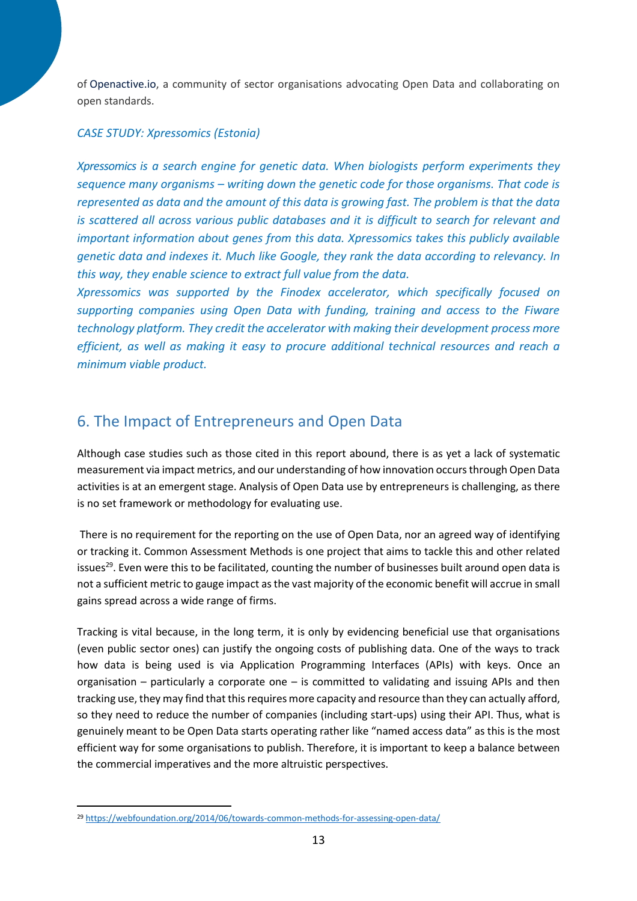of Openactive.io, a community of sector organisations advocating Open Data and collaborating on open standards.

*CASE STUDY: Xpressomics (Estonia)*

*Xpressomics is a search engine for genetic data. When biologists perform experiments they sequence many organisms – writing down the genetic code for those organisms. That code is represented as data and the amount of this data is growing fast. The problem is that the data is scattered all across various public databases and it is difficult to search for relevant and important information about genes from this data. Xpressomics takes this publicly available genetic data and indexes it. Much like Google, they rank the data according to relevancy. In this way, they enable science to extract full value from the data.*

*Xpressomics was supported by the Finodex accelerator, which specifically focused on supporting companies using Open Data with funding, training and access to the Fiware technology platform. They credit the accelerator with making their development process more efficient, as well as making it easy to procure additional technical resources and reach a minimum viable product.*

## 6. The Impact of Entrepreneurs and Open Data

Although case studies such as those cited in this report abound, there is as yet a lack of systematic measurement via impact metrics, and our understanding of how innovation occurs through Open Data activities is at an emergent stage. Analysis of Open Data use by entrepreneurs is challenging, as there is no set framework or methodology for evaluating use.

There is no requirement for the reporting on the use of Open Data, nor an agreed way of identifying or tracking it. Common Assessment Methods is one project that aims to tackle this and other related issues[29]. Even were this to be facilitated, counting the number of businesses built around open data is not a sufficient metric to gauge impact as the vast majority of the economic benefit will accrue in small gains spread across a wide range of firms.

Tracking is vital because, in the long term, it is only by evidencing beneficial use that organisations (even public sector ones) can justify the ongoing costs of publishing data. One of the ways to track how data is being used is via Application Programming Interfaces (APIs) with keys. Once an organisation – particularly a corporate one – is committed to validating and issuing APIs and then tracking use, they may find that this requires more capacity and resource than they can actually afford, so they need to reduce the number of companies (including start-ups) using their API. Thus, what is genuinely meant to be Open Data starts operating rather like "named access data" as this is the most efficient way for some organisations to publish. Therefore, it is important to keep a balance between the commercial imperatives and the more altruistic perspectives.

[29] https://webfoundation.org/2014/06/towards-common-methods-for-assessing-open-data/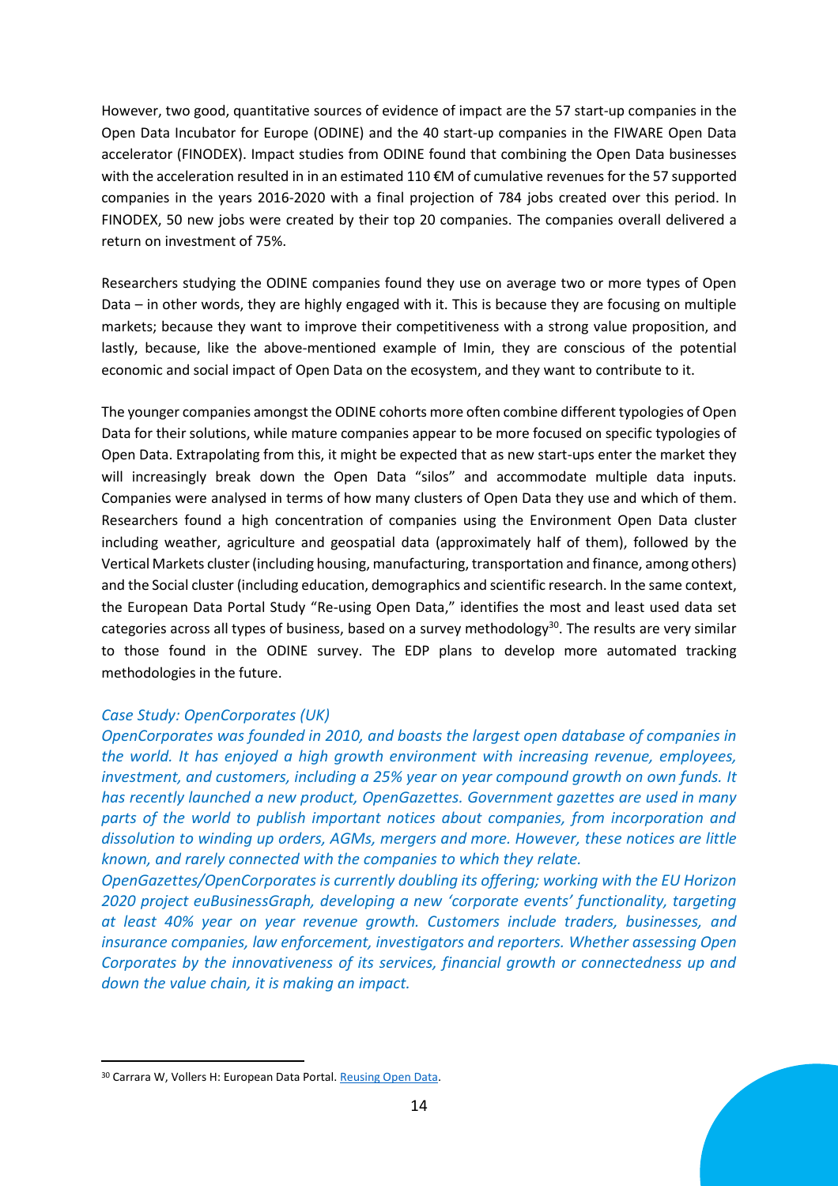However, two good, quantitative sources of evidence of impact are the 57 start-up companies in the Open Data Incubator for Europe (ODINE) and the 40 start-up companies in the FIWARE Open Data accelerator (FINODEX). Impact studies from ODINE found that combining the Open Data businesses with the acceleration resulted in in an estimated 110 €M of cumulative revenues for the 57 supported companies in the years 2016-2020 with a final projection of 784 jobs created over this period. In FINODEX, 50 new jobs were created by their top 20 companies. The companies overall delivered a return on investment of 75%.

Researchers studying the ODINE companies found they use on average two or more types of Open Data – in other words, they are highly engaged with it. This is because they are focusing on multiple markets; because they want to improve their competitiveness with a strong value proposition, and lastly, because, like the above-mentioned example of Imin, they are conscious of the potential economic and social impact of Open Data on the ecosystem, and they want to contribute to it.

The younger companies amongst the ODINE cohorts more often combine different typologies of Open Data for their solutions, while mature companies appear to be more focused on specific typologies of Open Data. Extrapolating from this, it might be expected that as new start-ups enter the market they will increasingly break down the Open Data "silos" and accommodate multiple data inputs. Companies were analysed in terms of how many clusters of Open Data they use and which of them. Researchers found a high concentration of companies using the Environment Open Data cluster including weather, agriculture and geospatial data (approximately half of them), followed by the Vertical Markets cluster (including housing, manufacturing, transportation and finance, among others) and the Social cluster (including education, demographics and scientific research. In the same context, the European Data Portal Study "Re-using Open Data," identifies the most and least used data set categories across all types of business, based on a survey methodology[30]. The results are very similar to those found in the ODINE survey. The EDP plans to develop more automated tracking methodologies in the future.

*Case Study: OpenCorporates (UK)*

*OpenCorporates was founded in 2010, and boasts the largest open database of companies in the world. It has enjoyed a high growth environment with increasing revenue, employees, investment, and customers, including a 25% year on year compound growth on own funds. It has recently launched a new product, OpenGazettes. Government gazettes are used in many parts of the world to publish important notices about companies, from incorporation and dissolution to winding up orders, AGMs, mergers and more. However, these notices are little known, and rarely connected with the companies to which they relate.*

*OpenGazettes/OpenCorporates is currently doubling its offering; working with the EU Horizon 2020 project euBusinessGraph, developing a new 'corporate events' functionality, targeting at least 40% year on year revenue growth. Customers include traders, businesses, and insurance companies, law enforcement, investigators and reporters. Whether assessing Open Corporates by the innovativeness of its services, financial growth or connectedness up and down the value chain, it is making an impact.*

---

[30] Carrara W, Vollers H: European Data Portal. Reusing Open Data.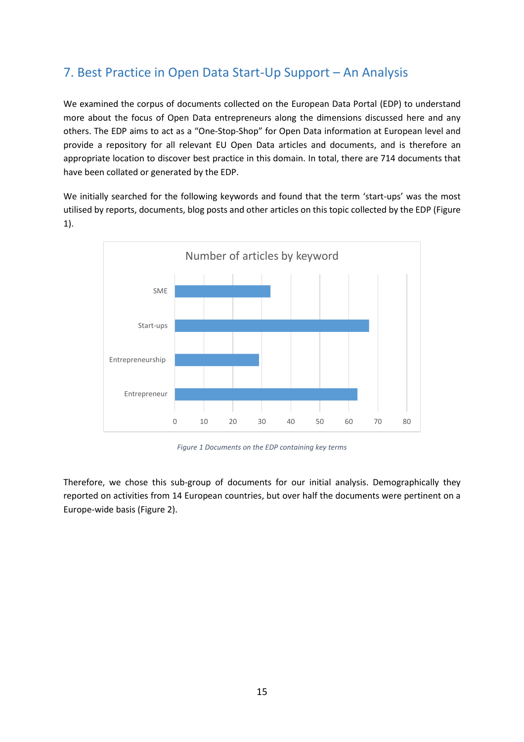## 7. Best Practice in Open Data Start-Up Support – An Analysis

We examined the corpus of documents collected on the European Data Portal (EDP) to understand more about the focus of Open Data entrepreneurs along the dimensions discussed here and any others. The EDP aims to act as a "One-Stop-Shop" for Open Data information at European level and provide a repository for all relevant EU Open Data articles and documents, and is therefore an appropriate location to discover best practice in this domain. In total, there are 714 documents that have been collated or generated by the EDP.

We initially searched for the following keywords and found that the term 'start-ups' was the most utilised by reports, documents, blog posts and other articles on this topic collected by the EDP (Figure 1).

Number of articles by keyword

| Keyword | Number of articles |
|---|---|
| SME | 33 |
| Start-ups | 67 |
| Entrepreneurship | 29 |
| Entrepreneur | 63 |

*Figure 1 Documents on the EDP containing key terms*

Therefore, we chose this sub-group of documents for our initial analysis. Demographically they reported on activities from 14 European countries, but over half the documents were pertinent on a Europe-wide basis (Figure 2).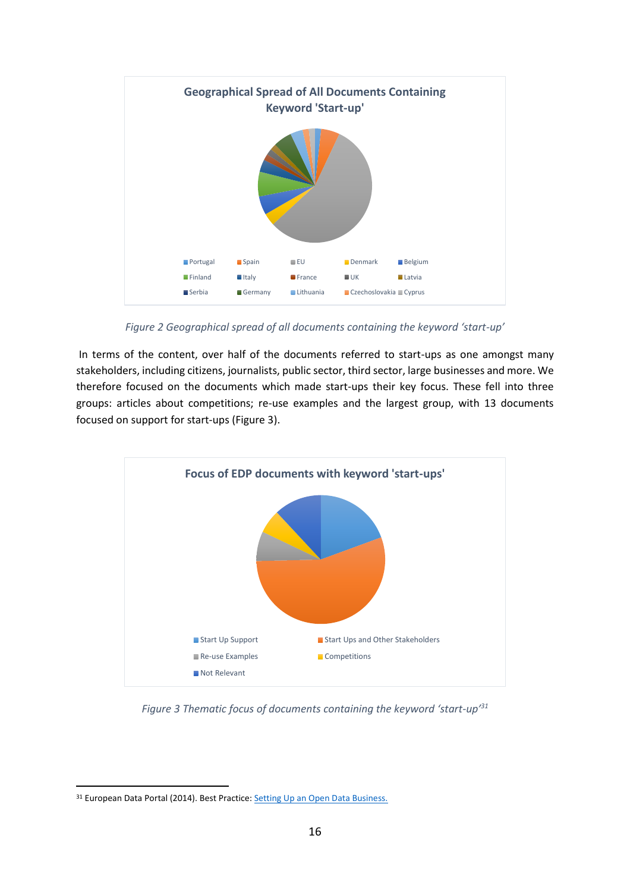**Geographical Spread of All Documents Containing Keyword 'Start-up'**

Portugal, Spain, EU, Denmark, Belgium, Finland, Italy, France, UK, Latvia, Serbia, Germany, Lithuania, Czechoslovakia, Cyprus

*Figure 2 Geographical spread of all documents containing the keyword 'start-up'*

In terms of the content, over half of the documents referred to start-ups as one amongst many stakeholders, including citizens, journalists, public sector, third sector, large businesses and more. We therefore focused on the documents which made start-ups their key focus. These fell into three groups: articles about competitions; re-use examples and the largest group, with 13 documents focused on support for start-ups (Figure 3).

**Focus of EDP documents with keyword 'start-ups'**

Start Up Support, Start Ups and Other Stakeholders, Re-use Examples, Competitions, Not Relevant

*Figure 3 Thematic focus of documents containing the keyword 'start-up'*[31]

---

[31] European Data Portal (2014). Best Practice: Setting Up an Open Data Business.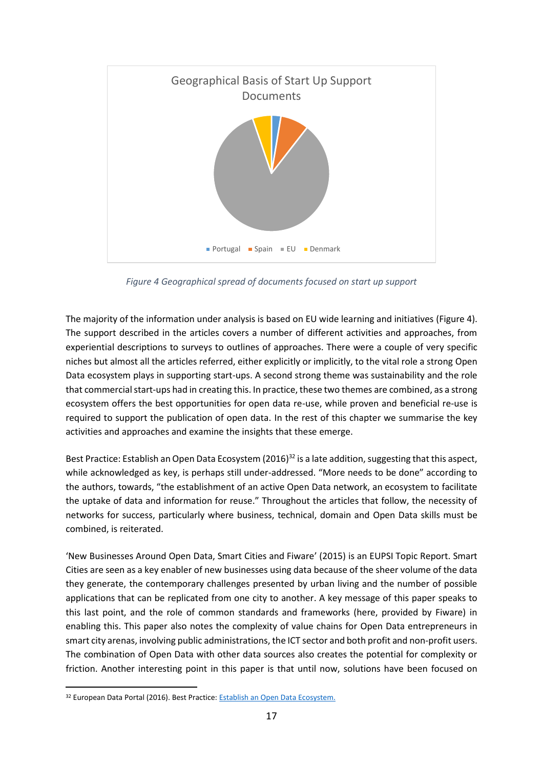Geographical Basis of Start Up Support Documents

Portugal, Spain, EU, Denmark

*Figure 4 Geographical spread of documents focused on start up support*

The majority of the information under analysis is based on EU wide learning and initiatives (Figure 4). The support described in the articles covers a number of different activities and approaches, from experiential descriptions to surveys to outlines of approaches. There were a couple of very specific niches but almost all the articles referred, either explicitly or implicitly, to the vital role a strong Open Data ecosystem plays in supporting start-ups. A second strong theme was sustainability and the role that commercial start-ups had in creating this. In practice, these two themes are combined, as a strong ecosystem offers the best opportunities for open data re-use, while proven and beneficial re-use is required to support the publication of open data. In the rest of this chapter we summarise the key activities and approaches and examine the insights that these emerge.

Best Practice: Establish an Open Data Ecosystem (2016)[32] is a late addition, suggesting that this aspect, while acknowledged as key, is perhaps still under-addressed. "More needs to be done" according to the authors, towards, "the establishment of an active Open Data network, an ecosystem to facilitate the uptake of data and information for reuse." Throughout the articles that follow, the necessity of networks for success, particularly where business, technical, domain and Open Data skills must be combined, is reiterated.

'New Businesses Around Open Data, Smart Cities and Fiware' (2015) is an EUPSI Topic Report. Smart Cities are seen as a key enabler of new businesses using data because of the sheer volume of the data they generate, the contemporary challenges presented by urban living and the number of possible applications that can be replicated from one city to another. A key message of this paper speaks to this last point, and the role of common standards and frameworks (here, provided by Fiware) in enabling this. This paper also notes the complexity of value chains for Open Data entrepreneurs in smart city arenas, involving public administrations, the ICT sector and both profit and non-profit users. The combination of Open Data with other data sources also creates the potential for complexity or friction. Another interesting point in this paper is that until now, solutions have been focused on

[32] European Data Portal (2016). Best Practice: [Establish an Open Data Ecosystem.]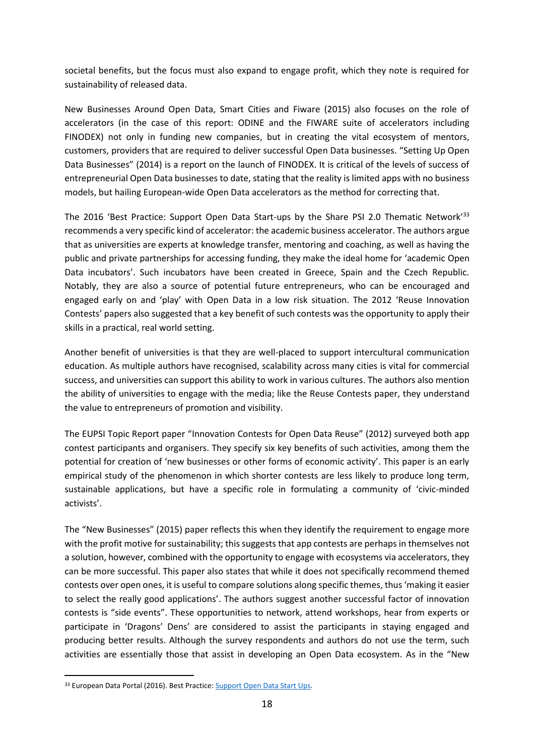societal benefits, but the focus must also expand to engage profit, which they note is required for sustainability of released data.

New Businesses Around Open Data, Smart Cities and Fiware (2015) also focuses on the role of accelerators (in the case of this report: ODINE and the FIWARE suite of accelerators including FINODEX) not only in funding new companies, but in creating the vital ecosystem of mentors, customers, providers that are required to deliver successful Open Data businesses. "Setting Up Open Data Businesses" (2014) is a report on the launch of FINODEX. It is critical of the levels of success of entrepreneurial Open Data businesses to date, stating that the reality is limited apps with no business models, but hailing European-wide Open Data accelerators as the method for correcting that.

The 2016 'Best Practice: Support Open Data Start-ups by the Share PSI 2.0 Thematic Network'[33] recommends a very specific kind of accelerator: the academic business accelerator. The authors argue that as universities are experts at knowledge transfer, mentoring and coaching, as well as having the public and private partnerships for accessing funding, they make the ideal home for 'academic Open Data incubators'. Such incubators have been created in Greece, Spain and the Czech Republic. Notably, they are also a source of potential future entrepreneurs, who can be encouraged and engaged early on and 'play' with Open Data in a low risk situation. The 2012 'Reuse Innovation Contests' papers also suggested that a key benefit of such contests was the opportunity to apply their skills in a practical, real world setting.

Another benefit of universities is that they are well-placed to support intercultural communication education. As multiple authors have recognised, scalability across many cities is vital for commercial success, and universities can support this ability to work in various cultures. The authors also mention the ability of universities to engage with the media; like the Reuse Contests paper, they understand the value to entrepreneurs of promotion and visibility.

The EUPSI Topic Report paper "Innovation Contests for Open Data Reuse" (2012) surveyed both app contest participants and organisers. They specify six key benefits of such activities, among them the potential for creation of 'new businesses or other forms of economic activity'. This paper is an early empirical study of the phenomenon in which shorter contests are less likely to produce long term, sustainable applications, but have a specific role in formulating a community of 'civic-minded activists'.

The "New Businesses" (2015) paper reflects this when they identify the requirement to engage more with the profit motive for sustainability; this suggests that app contests are perhaps in themselves not a solution, however, combined with the opportunity to engage with ecosystems via accelerators, they can be more successful. This paper also states that while it does not specifically recommend themed contests over open ones, it is useful to compare solutions along specific themes, thus 'making it easier to select the really good applications'. The authors suggest another successful factor of innovation contests is "side events". These opportunities to network, attend workshops, hear from experts or participate in 'Dragons' Dens' are considered to assist the participants in staying engaged and producing better results. Although the survey respondents and authors do not use the term, such activities are essentially those that assist in developing an Open Data ecosystem. As in the "New

[33] European Data Portal (2016). Best Practice: [Support Open Data Start Ups](#).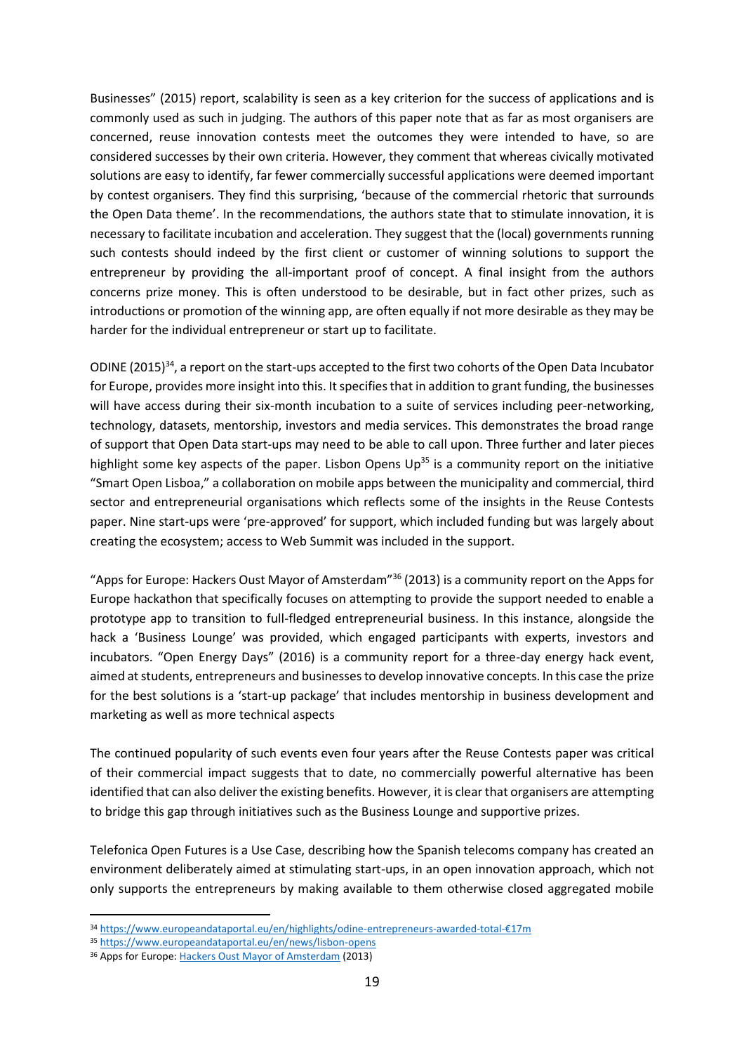Businesses" (2015) report, scalability is seen as a key criterion for the success of applications and is commonly used as such in judging. The authors of this paper note that as far as most organisers are concerned, reuse innovation contests meet the outcomes they were intended to have, so are considered successes by their own criteria. However, they comment that whereas civically motivated solutions are easy to identify, far fewer commercially successful applications were deemed important by contest organisers. They find this surprising, 'because of the commercial rhetoric that surrounds the Open Data theme'. In the recommendations, the authors state that to stimulate innovation, it is necessary to facilitate incubation and acceleration. They suggest that the (local) governments running such contests should indeed by the first client or customer of winning solutions to support the entrepreneur by providing the all-important proof of concept. A final insight from the authors concerns prize money. This is often understood to be desirable, but in fact other prizes, such as introductions or promotion of the winning app, are often equally if not more desirable as they may be harder for the individual entrepreneur or start up to facilitate.

ODINE (2015)[34], a report on the start-ups accepted to the first two cohorts of the Open Data Incubator for Europe, provides more insight into this. It specifies that in addition to grant funding, the businesses will have access during their six-month incubation to a suite of services including peer-networking, technology, datasets, mentorship, investors and media services. This demonstrates the broad range of support that Open Data start-ups may need to be able to call upon. Three further and later pieces highlight some key aspects of the paper. Lisbon Opens Up[35] is a community report on the initiative "Smart Open Lisboa," a collaboration on mobile apps between the municipality and commercial, third sector and entrepreneurial organisations which reflects some of the insights in the Reuse Contests paper. Nine start-ups were 'pre-approved' for support, which included funding but was largely about creating the ecosystem; access to Web Summit was included in the support.

"Apps for Europe: Hackers Oust Mayor of Amsterdam"[36] (2013) is a community report on the Apps for Europe hackathon that specifically focuses on attempting to provide the support needed to enable a prototype app to transition to full-fledged entrepreneurial business. In this instance, alongside the hack a 'Business Lounge' was provided, which engaged participants with experts, investors and incubators. "Open Energy Days" (2016) is a community report for a three-day energy hack event, aimed at students, entrepreneurs and businesses to develop innovative concepts. In this case the prize for the best solutions is a 'start-up package' that includes mentorship in business development and marketing as well as more technical aspects

The continued popularity of such events even four years after the Reuse Contests paper was critical of their commercial impact suggests that to date, no commercially powerful alternative has been identified that can also deliver the existing benefits. However, it is clear that organisers are attempting to bridge this gap through initiatives such as the Business Lounge and supportive prizes.

Telefonica Open Futures is a Use Case, describing how the Spanish telecoms company has created an environment deliberately aimed at stimulating start-ups, in an open innovation approach, which not only supports the entrepreneurs by making available to them otherwise closed aggregated mobile

---

[34] https://www.europeandataportal.eu/en/highlights/odine-entrepreneurs-awarded-total-€17m

[35] https://www.europeandataportal.eu/en/news/lisbon-opens

[36] Apps for Europe: Hackers Oust Mayor of Amsterdam (2013)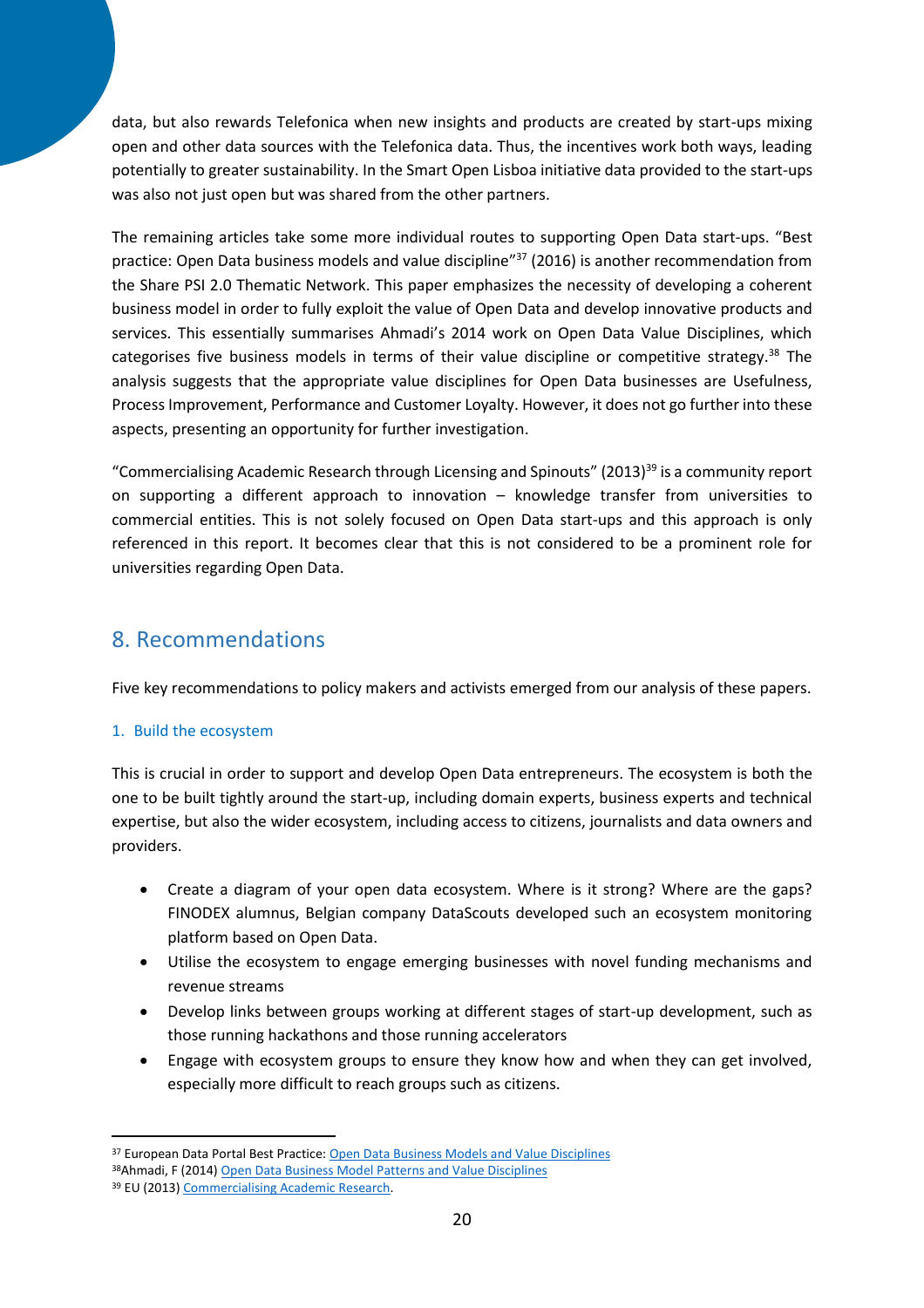data, but also rewards Telefonica when new insights and products are created by start-ups mixing open and other data sources with the Telefonica data. Thus, the incentives work both ways, leading potentially to greater sustainability. In the Smart Open Lisboa initiative data provided to the start-ups was also not just open but was shared from the other partners.

The remaining articles take some more individual routes to supporting Open Data start-ups. "Best practice: Open Data business models and value discipline"[37] (2016) is another recommendation from the Share PSI 2.0 Thematic Network. This paper emphasizes the necessity of developing a coherent business model in order to fully exploit the value of Open Data and develop innovative products and services. This essentially summarises Ahmadi's 2014 work on Open Data Value Disciplines, which categorises five business models in terms of their value discipline or competitive strategy.[38] The analysis suggests that the appropriate value disciplines for Open Data businesses are Usefulness, Process Improvement, Performance and Customer Loyalty. However, it does not go further into these aspects, presenting an opportunity for further investigation.

"Commercialising Academic Research through Licensing and Spinouts" (2013)[39] is a community report on supporting a different approach to innovation – knowledge transfer from universities to commercial entities. This is not solely focused on Open Data start-ups and this approach is only referenced in this report. It becomes clear that this is not considered to be a prominent role for universities regarding Open Data.

## 8. Recommendations

Five key recommendations to policy makers and activists emerged from our analysis of these papers.

### 1. Build the ecosystem

This is crucial in order to support and develop Open Data entrepreneurs. The ecosystem is both the one to be built tightly around the start-up, including domain experts, business experts and technical expertise, but also the wider ecosystem, including access to citizens, journalists and data owners and providers.

- Create a diagram of your open data ecosystem. Where is it strong? Where are the gaps? FINODEX alumnus, Belgian company DataScouts developed such an ecosystem monitoring platform based on Open Data.
- Utilise the ecosystem to engage emerging businesses with novel funding mechanisms and revenue streams
- Develop links between groups working at different stages of start-up development, such as those running hackathons and those running accelerators
- Engage with ecosystem groups to ensure they know how and when they can get involved, especially more difficult to reach groups such as citizens.

---

[37] European Data Portal Best Practice: Open Data Business Models and Value Disciplines

[38] Ahmadi, F (2014) Open Data Business Model Patterns and Value Disciplines

[39] EU (2013) Commercialising Academic Research.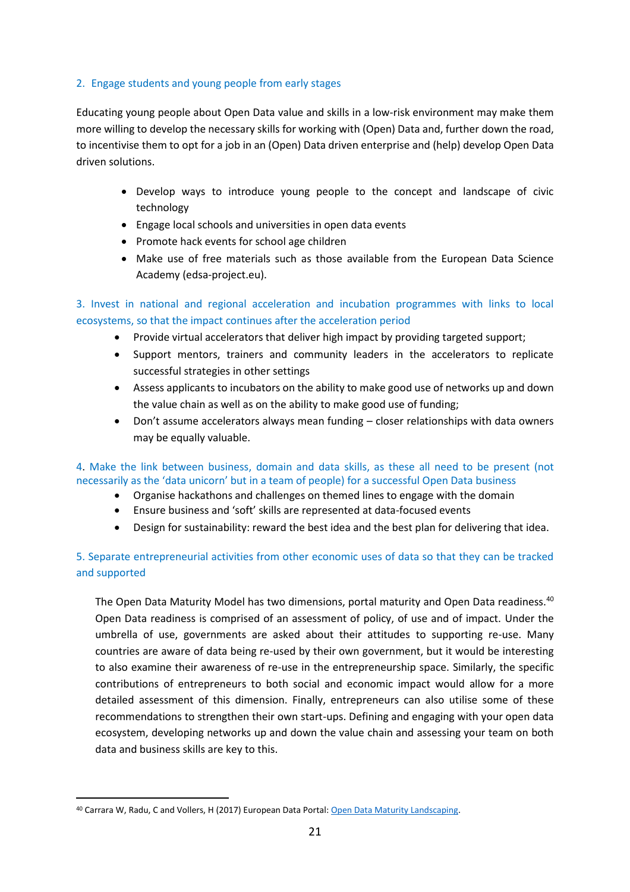### 2. Engage students and young people from early stages

Educating young people about Open Data value and skills in a low-risk environment may make them more willing to develop the necessary skills for working with (Open) Data and, further down the road, to incentivise them to opt for a job in an (Open) Data driven enterprise and (help) develop Open Data driven solutions.

- Develop ways to introduce young people to the concept and landscape of civic technology
- Engage local schools and universities in open data events
- Promote hack events for school age children
- Make use of free materials such as those available from the European Data Science Academy (edsa-project.eu).

### 3. Invest in national and regional acceleration and incubation programmes with links to local ecosystems, so that the impact continues after the acceleration period

- Provide virtual accelerators that deliver high impact by providing targeted support;
- Support mentors, trainers and community leaders in the accelerators to replicate successful strategies in other settings
- Assess applicants to incubators on the ability to make good use of networks up and down the value chain as well as on the ability to make good use of funding;
- Don't assume accelerators always mean funding – closer relationships with data owners may be equally valuable.

### 4. Make the link between business, domain and data skills, as these all need to be present (not necessarily as the 'data unicorn' but in a team of people) for a successful Open Data business

- Organise hackathons and challenges on themed lines to engage with the domain
- Ensure business and 'soft' skills are represented at data-focused events
- Design for sustainability: reward the best idea and the best plan for delivering that idea.

### 5. Separate entrepreneurial activities from other economic uses of data so that they can be tracked and supported

The Open Data Maturity Model has two dimensions, portal maturity and Open Data readiness.[40] Open Data readiness is comprised of an assessment of policy, of use and of impact. Under the umbrella of use, governments are asked about their attitudes to supporting re-use. Many countries are aware of data being re-used by their own government, but it would be interesting to also examine their awareness of re-use in the entrepreneurship space. Similarly, the specific contributions of entrepreneurs to both social and economic impact would allow for a more detailed assessment of this dimension. Finally, entrepreneurs can also utilise some of these recommendations to strengthen their own start-ups. Defining and engaging with your open data ecosystem, developing networks up and down the value chain and assessing your team on both data and business skills are key to this.

---

[40] Carrara W, Radu, C and Vollers, H (2017) European Data Portal: Open Data Maturity Landscaping.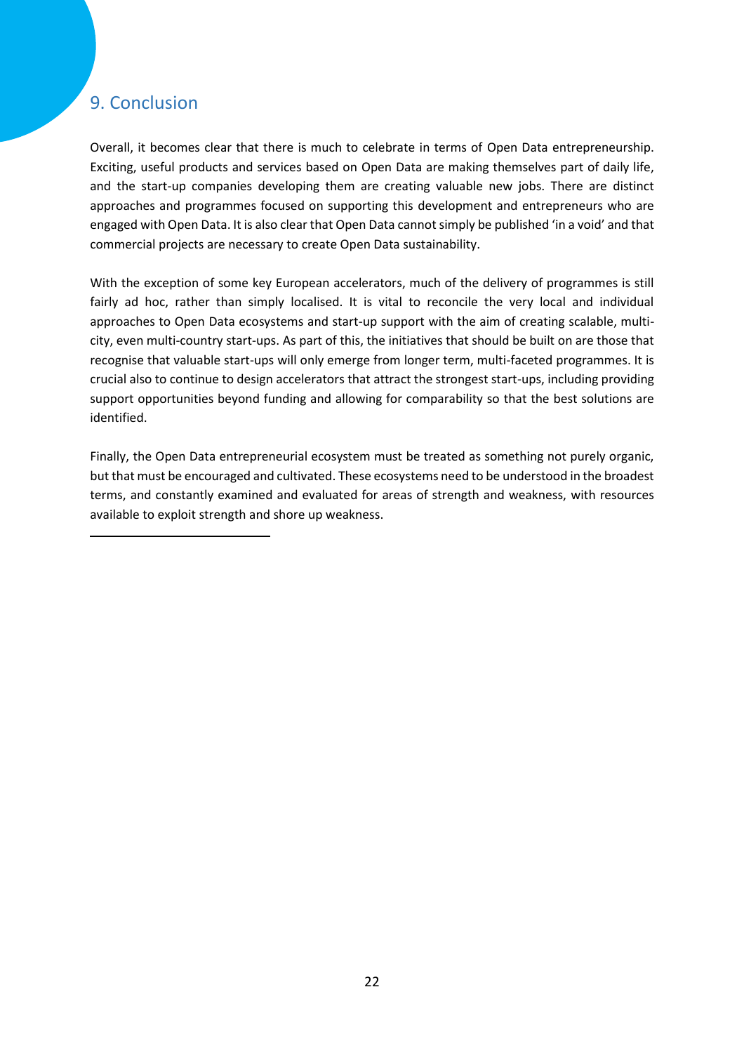## 9. Conclusion

Overall, it becomes clear that there is much to celebrate in terms of Open Data entrepreneurship. Exciting, useful products and services based on Open Data are making themselves part of daily life, and the start-up companies developing them are creating valuable new jobs. There are distinct approaches and programmes focused on supporting this development and entrepreneurs who are engaged with Open Data. It is also clear that Open Data cannot simply be published 'in a void' and that commercial projects are necessary to create Open Data sustainability.

With the exception of some key European accelerators, much of the delivery of programmes is still fairly ad hoc, rather than simply localised. It is vital to reconcile the very local and individual approaches to Open Data ecosystems and start-up support with the aim of creating scalable, multi-city, even multi-country start-ups. As part of this, the initiatives that should be built on are those that recognise that valuable start-ups will only emerge from longer term, multi-faceted programmes. It is crucial also to continue to design accelerators that attract the strongest start-ups, including providing support opportunities beyond funding and allowing for comparability so that the best solutions are identified.

Finally, the Open Data entrepreneurial ecosystem must be treated as something not purely organic, but that must be encouraged and cultivated. These ecosystems need to be understood in the broadest terms, and constantly examined and evaluated for areas of strength and weakness, with resources available to exploit strength and shore up weakness.